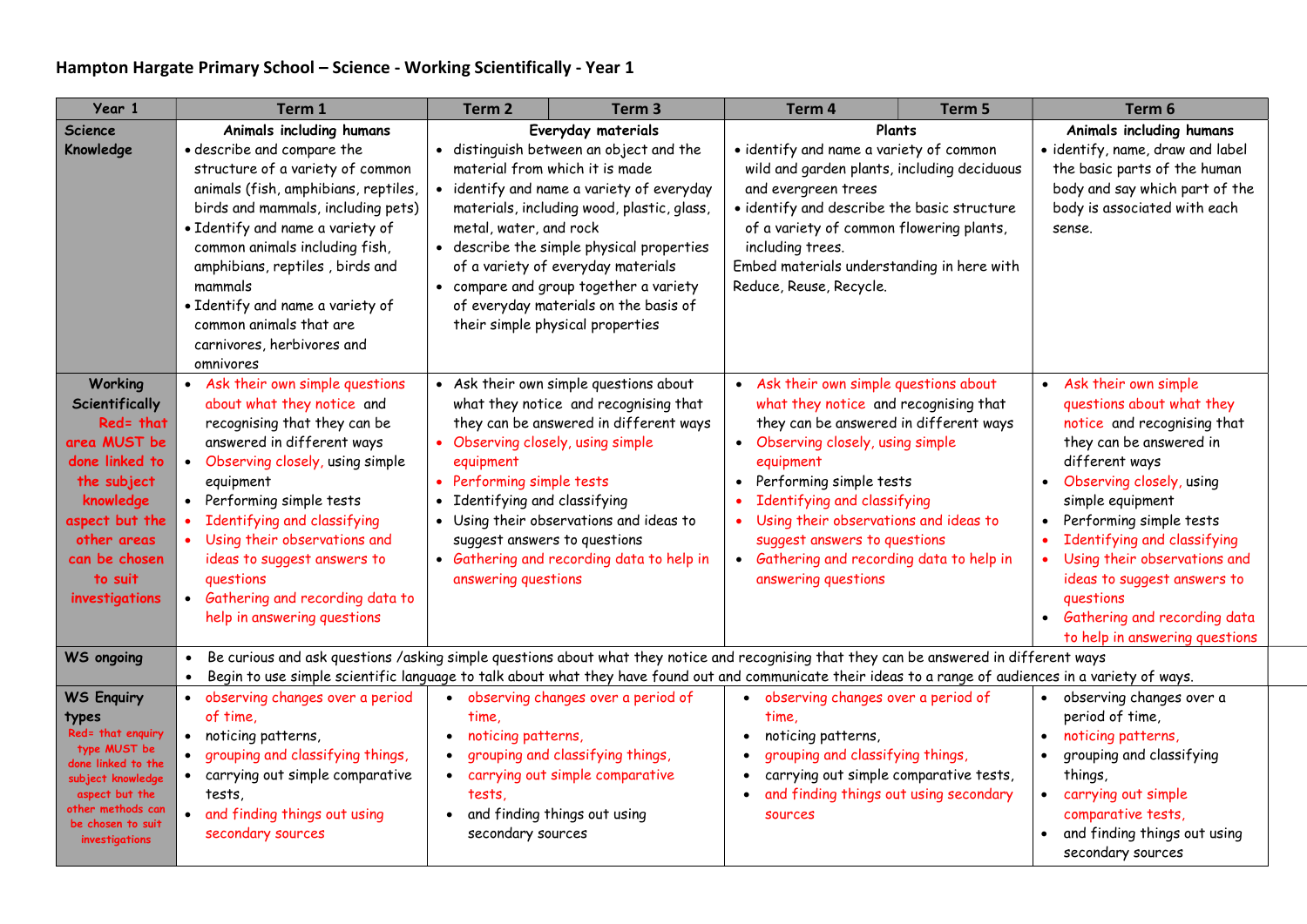# Hampton Hargate Primary School – Science - Working Scientifically - Year 1

| Year 1 | Term 1 | Term 2 | Term 3 | Term 4 | Term 5 | Term 6 |
|---|---|---|---|---|---|---|
| Science Knowledge | **Animals including humans**<br>• describe and compare the structure of a variety of common animals (fish, amphibians, reptiles, birds and mammals, including pets)<br>• Identify and name a variety of common animals including fish, amphibians, reptiles , birds and mammals<br>• Identify and name a variety of common animals that are carnivores, herbivores and omnivores | **Everyday materials**<br>• distinguish between an object and the material from which it is made<br>• identify and name a variety of everyday materials, including wood, plastic, glass, metal, water, and rock<br>• describe the simple physical properties of a variety of everyday materials<br>• compare and group together a variety of everyday materials on the basis of their simple physical properties | | **Plants**<br>• identify and name a variety of common wild and garden plants, including deciduous and evergreen trees<br>• identify and describe the basic structure of a variety of common flowering plants, including trees.<br>Embed materials understanding in here with Reduce, Reuse, Recycle. | | **Animals including humans**<br>• identify, name, draw and label the basic parts of the human body and say which part of the body is associated with each sense. |
| Working Scientifically<br>Red= that area MUST be done linked to the subject knowledge aspect but the other areas can be chosen to suit investigations | • Ask their own simple questions about what they notice and recognising that they can be answered in different ways<br>• Observing closely, using simple equipment<br>• Performing simple tests<br>• Identifying and classifying<br>• Using their observations and ideas to suggest answers to questions<br>• Gathering and recording data to help in answering questions | • Ask their own simple questions about what they notice and recognising that they can be answered in different ways<br>• Observing closely, using simple equipment<br>• Performing simple tests<br>• Identifying and classifying<br>• Using their observations and ideas to suggest answers to questions<br>• Gathering and recording data to help in answering questions | | • Ask their own simple questions about what they notice and recognising that they can be answered in different ways<br>• Observing closely, using simple equipment<br>• Performing simple tests<br>• Identifying and classifying<br>• Using their observations and ideas to suggest answers to questions<br>• Gathering and recording data to help in answering questions | | • Ask their own simple questions about what they notice and recognising that they can be answered in different ways<br>• Observing closely, using simple equipment<br>• Performing simple tests<br>• Identifying and classifying<br>• Using their observations and ideas to suggest answers to questions<br>• Gathering and recording data to help in answering questions |
| WS ongoing | • Be curious and ask questions /asking simple questions about what they notice and recognising that they can be answered in different ways<br>• Begin to use simple scientific language to talk about what they have found out and communicate their ideas to a range of audiences in a variety of ways. | | | | | |
| WS Enquiry types<br>Red= that enquiry type MUST be done linked to the subject knowledge aspect but the other methods can be chosen to suit investigations | • observing changes over a period of time,<br>• noticing patterns,<br>• grouping and classifying things,<br>• carrying out simple comparative tests,<br>• and finding things out using secondary sources | • observing changes over a period of time,<br>• noticing patterns,<br>• grouping and classifying things,<br>• carrying out simple comparative tests,<br>• and finding things out using secondary sources | | • observing changes over a period of time,<br>• noticing patterns,<br>• grouping and classifying things,<br>• carrying out simple comparative tests,<br>• and finding things out using secondary sources | | • observing changes over a period of time,<br>• noticing patterns,<br>• grouping and classifying things,<br>• carrying out simple comparative tests,<br>• and finding things out using secondary sources |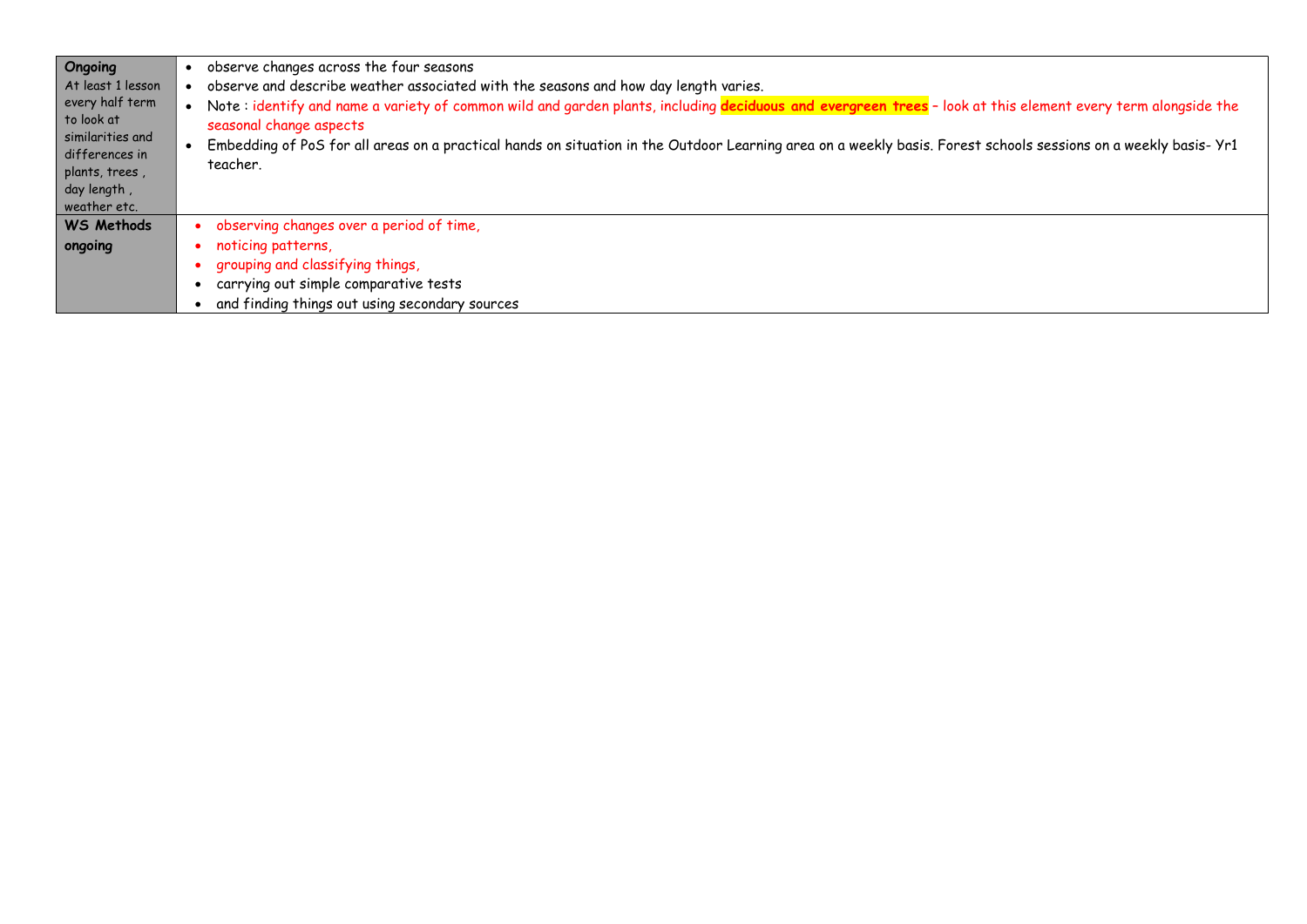| | |
|---|---|
| **Ongoing**<br>At least 1 lesson every half term to look at similarities and differences in plants, trees , day length , weather etc. | • observe changes across the four seasons<br>• observe and describe weather associated with the seasons and how day length varies.<br>• Note : identify and name a variety of common wild and garden plants, including **deciduous and evergreen trees** – look at this element every term alongside the seasonal change aspects<br>• Embedding of PoS for all areas on a practical hands on situation in the Outdoor Learning area on a weekly basis. Forest schools sessions on a weekly basis- Yr1 teacher. |
| **WS Methods ongoing** | • observing changes over a period of time,<br>• noticing patterns,<br>• grouping and classifying things,<br>• carrying out simple comparative tests<br>• and finding things out using secondary sources |